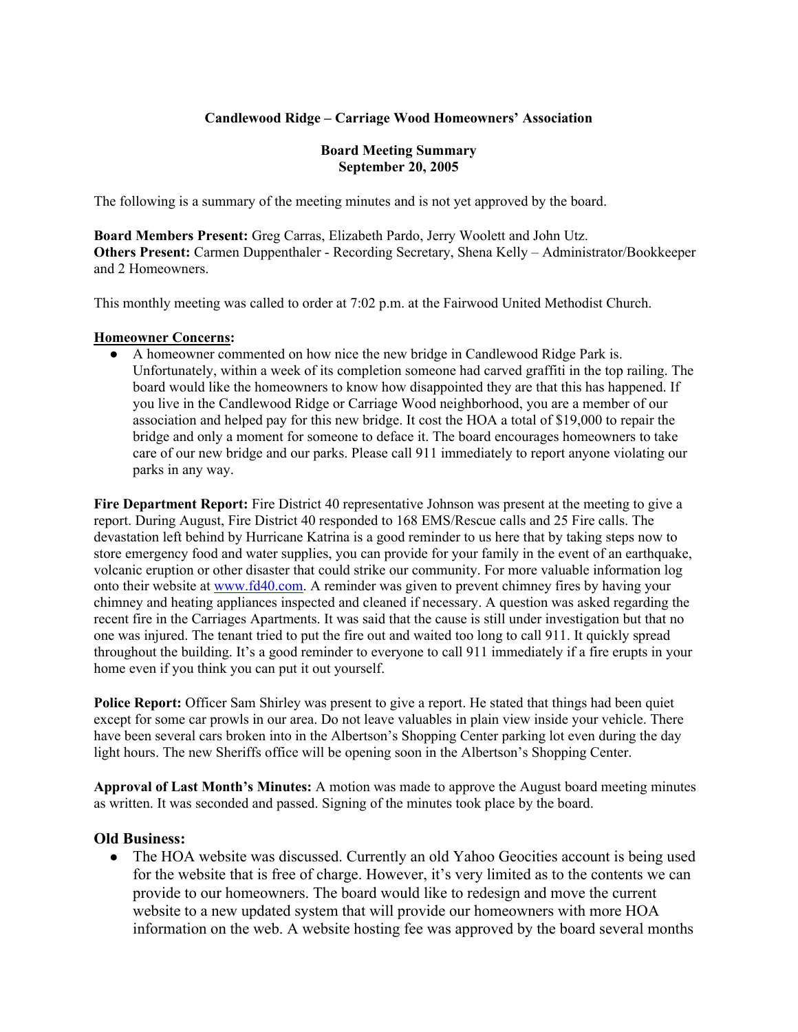**Candlewood Ridge – Carriage Wood Homeowners' Association**

**Board Meeting Summary**
**September 20, 2005**

The following is a summary of the meeting minutes and is not yet approved by the board.

**Board Members Present:** Greg Carras, Elizabeth Pardo, Jerry Woolett and John Utz.
**Others Present:** Carmen Duppenthaler - Recording Secretary, Shena Kelly – Administrator/Bookkeeper and 2 Homeowners.

This monthly meeting was called to order at 7:02 p.m. at the Fairwood United Methodist Church.

**Homeowner Concerns:**

- A homeowner commented on how nice the new bridge in Candlewood Ridge Park is. Unfortunately, within a week of its completion someone had carved graffiti in the top railing. The board would like the homeowners to know how disappointed they are that this has happened. If you live in the Candlewood Ridge or Carriage Wood neighborhood, you are a member of our association and helped pay for this new bridge. It cost the HOA a total of $19,000 to repair the bridge and only a moment for someone to deface it. The board encourages homeowners to take care of our new bridge and our parks. Please call 911 immediately to report anyone violating our parks in any way.

**Fire Department Report:** Fire District 40 representative Johnson was present at the meeting to give a report. During August, Fire District 40 responded to 168 EMS/Rescue calls and 25 Fire calls. The devastation left behind by Hurricane Katrina is a good reminder to us here that by taking steps now to store emergency food and water supplies, you can provide for your family in the event of an earthquake, volcanic eruption or other disaster that could strike our community. For more valuable information log onto their website at www.fd40.com. A reminder was given to prevent chimney fires by having your chimney and heating appliances inspected and cleaned if necessary. A question was asked regarding the recent fire in the Carriages Apartments. It was said that the cause is still under investigation but that no one was injured. The tenant tried to put the fire out and waited too long to call 911. It quickly spread throughout the building. It's a good reminder to everyone to call 911 immediately if a fire erupts in your home even if you think you can put it out yourself.

**Police Report:** Officer Sam Shirley was present to give a report. He stated that things had been quiet except for some car prowls in our area. Do not leave valuables in plain view inside your vehicle. There have been several cars broken into in the Albertson's Shopping Center parking lot even during the day light hours. The new Sheriffs office will be opening soon in the Albertson's Shopping Center.

**Approval of Last Month's Minutes:** A motion was made to approve the August board meeting minutes as written. It was seconded and passed. Signing of the minutes took place by the board.

**Old Business:**

- The HOA website was discussed. Currently an old Yahoo Geocities account is being used for the website that is free of charge. However, it's very limited as to the contents we can provide to our homeowners. The board would like to redesign and move the current website to a new updated system that will provide our homeowners with more HOA information on the web. A website hosting fee was approved by the board several months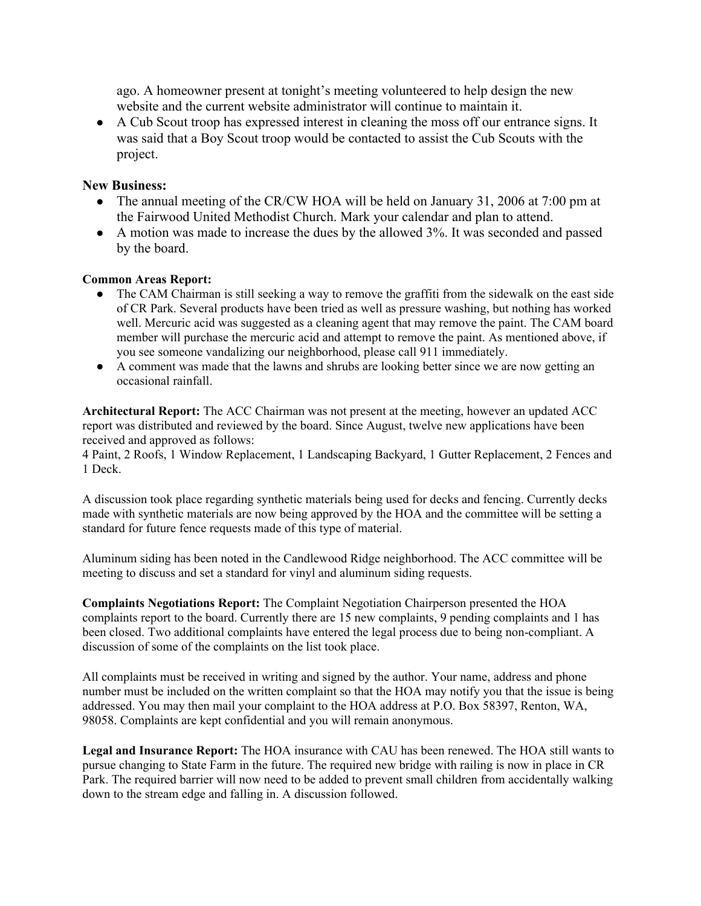ago. A homeowner present at tonight's meeting volunteered to help design the new website and the current website administrator will continue to maintain it.

- A Cub Scout troop has expressed interest in cleaning the moss off our entrance signs. It was said that a Boy Scout troop would be contacted to assist the Cub Scouts with the project.

**New Business:**

- The annual meeting of the CR/CW HOA will be held on January 31, 2006 at 7:00 pm at the Fairwood United Methodist Church. Mark your calendar and plan to attend.
- A motion was made to increase the dues by the allowed 3%. It was seconded and passed by the board.

**Common Areas Report:**

- The CAM Chairman is still seeking a way to remove the graffiti from the sidewalk on the east side of CR Park. Several products have been tried as well as pressure washing, but nothing has worked well. Mercuric acid was suggested as a cleaning agent that may remove the paint. The CAM board member will purchase the mercuric acid and attempt to remove the paint. As mentioned above, if you see someone vandalizing our neighborhood, please call 911 immediately.
- A comment was made that the lawns and shrubs are looking better since we are now getting an occasional rainfall.

**Architectural Report:** The ACC Chairman was not present at the meeting, however an updated ACC report was distributed and reviewed by the board. Since August, twelve new applications have been received and approved as follows:
4 Paint, 2 Roofs, 1 Window Replacement, 1 Landscaping Backyard, 1 Gutter Replacement, 2 Fences and 1 Deck.

A discussion took place regarding synthetic materials being used for decks and fencing. Currently decks made with synthetic materials are now being approved by the HOA and the committee will be setting a standard for future fence requests made of this type of material.

Aluminum siding has been noted in the Candlewood Ridge neighborhood. The ACC committee will be meeting to discuss and set a standard for vinyl and aluminum siding requests.

**Complaints Negotiations Report:** The Complaint Negotiation Chairperson presented the HOA complaints report to the board. Currently there are 15 new complaints, 9 pending complaints and 1 has been closed. Two additional complaints have entered the legal process due to being non-compliant. A discussion of some of the complaints on the list took place.

All complaints must be received in writing and signed by the author. Your name, address and phone number must be included on the written complaint so that the HOA may notify you that the issue is being addressed. You may then mail your complaint to the HOA address at P.O. Box 58397, Renton, WA, 98058. Complaints are kept confidential and you will remain anonymous.

**Legal and Insurance Report:** The HOA insurance with CAU has been renewed. The HOA still wants to pursue changing to State Farm in the future. The required new bridge with railing is now in place in CR Park. The required barrier will now need to be added to prevent small children from accidentally walking down to the stream edge and falling in. A discussion followed.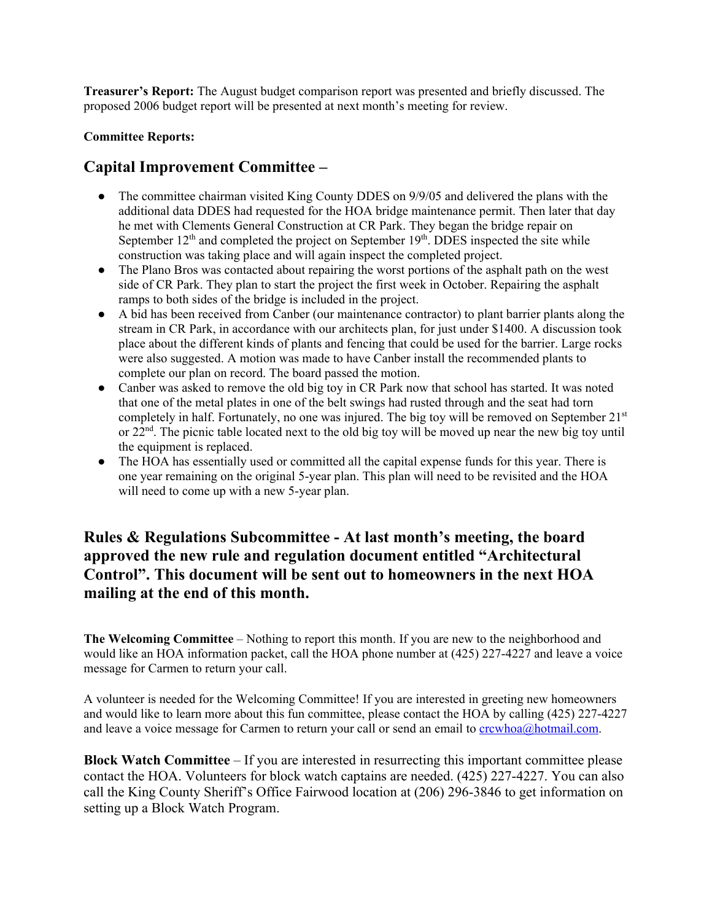**Treasurer's Report:** The August budget comparison report was presented and briefly discussed. The proposed 2006 budget report will be presented at next month's meeting for review.

**Committee Reports:**

## Capital Improvement Committee –

- The committee chairman visited King County DDES on 9/9/05 and delivered the plans with the additional data DDES had requested for the HOA bridge maintenance permit. Then later that day he met with Clements General Construction at CR Park. They began the bridge repair on September 12th and completed the project on September 19th. DDES inspected the site while construction was taking place and will again inspect the completed project.
- The Plano Bros was contacted about repairing the worst portions of the asphalt path on the west side of CR Park. They plan to start the project the first week in October. Repairing the asphalt ramps to both sides of the bridge is included in the project.
- A bid has been received from Canber (our maintenance contractor) to plant barrier plants along the stream in CR Park, in accordance with our architects plan, for just under $1400. A discussion took place about the different kinds of plants and fencing that could be used for the barrier. Large rocks were also suggested. A motion was made to have Canber install the recommended plants to complete our plan on record. The board passed the motion.
- Canber was asked to remove the old big toy in CR Park now that school has started. It was noted that one of the metal plates in one of the belt swings had rusted through and the seat had torn completely in half. Fortunately, no one was injured. The big toy will be removed on September 21st or 22nd. The picnic table located next to the old big toy will be moved up near the new big toy until the equipment is replaced.
- The HOA has essentially used or committed all the capital expense funds for this year. There is one year remaining on the original 5-year plan. This plan will need to be revisited and the HOA will need to come up with a new 5-year plan.

## Rules & Regulations Subcommittee - At last month's meeting, the board approved the new rule and regulation document entitled "Architectural Control". This document will be sent out to homeowners in the next HOA mailing at the end of this month.

**The Welcoming Committee** – Nothing to report this month. If you are new to the neighborhood and would like an HOA information packet, call the HOA phone number at (425) 227-4227 and leave a voice message for Carmen to return your call.

A volunteer is needed for the Welcoming Committee! If you are interested in greeting new homeowners and would like to learn more about this fun committee, please contact the HOA by calling (425) 227-4227 and leave a voice message for Carmen to return your call or send an email to crcwhoa@hotmail.com.

**Block Watch Committee** – If you are interested in resurrecting this important committee please contact the HOA. Volunteers for block watch captains are needed. (425) 227-4227. You can also call the King County Sheriff's Office Fairwood location at (206) 296-3846 to get information on setting up a Block Watch Program.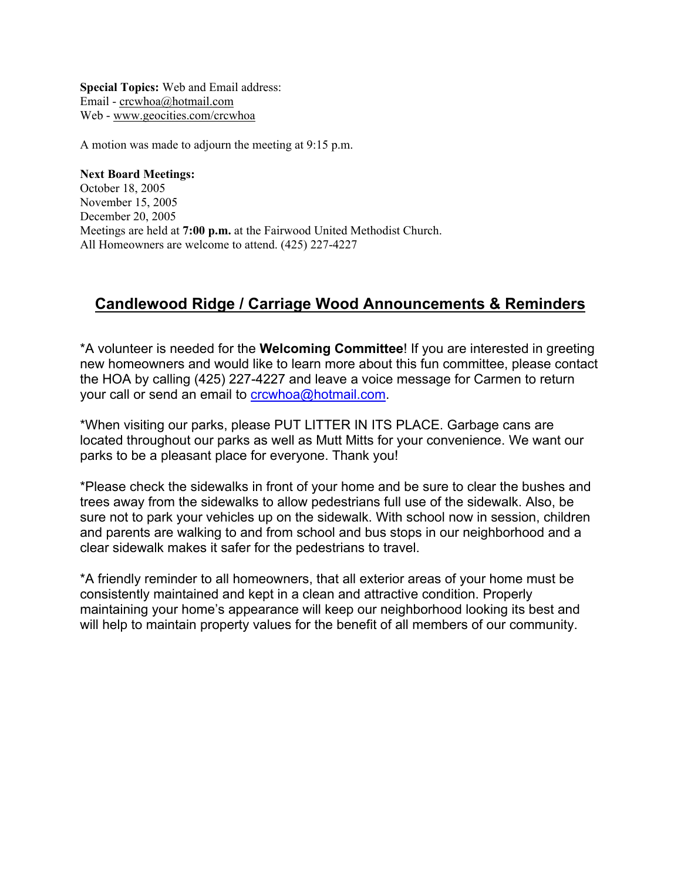**Special Topics:** Web and Email address:
Email - crcwhoa@hotmail.com
Web - www.geocities.com/crcwhoa

A motion was made to adjourn the meeting at 9:15 p.m.

**Next Board Meetings:**
October 18, 2005
November 15, 2005
December 20, 2005
Meetings are held at **7:00 p.m.** at the Fairwood United Methodist Church.
All Homeowners are welcome to attend. (425) 227-4227

## Candlewood Ridge / Carriage Wood Announcements & Reminders

*A volunteer is needed for the **Welcoming Committee**! If you are interested in greeting new homeowners and would like to learn more about this fun committee, please contact the HOA by calling (425) 227-4227 and leave a voice message for Carmen to return your call or send an email to crcwhoa@hotmail.com.

*When visiting our parks, please PUT LITTER IN ITS PLACE. Garbage cans are located throughout our parks as well as Mutt Mitts for your convenience. We want our parks to be a pleasant place for everyone. Thank you!

*Please check the sidewalks in front of your home and be sure to clear the bushes and trees away from the sidewalks to allow pedestrians full use of the sidewalk. Also, be sure not to park your vehicles up on the sidewalk. With school now in session, children and parents are walking to and from school and bus stops in our neighborhood and a clear sidewalk makes it safer for the pedestrians to travel.

*A friendly reminder to all homeowners, that all exterior areas of your home must be consistently maintained and kept in a clean and attractive condition. Properly maintaining your home's appearance will keep our neighborhood looking its best and will help to maintain property values for the benefit of all members of our community.